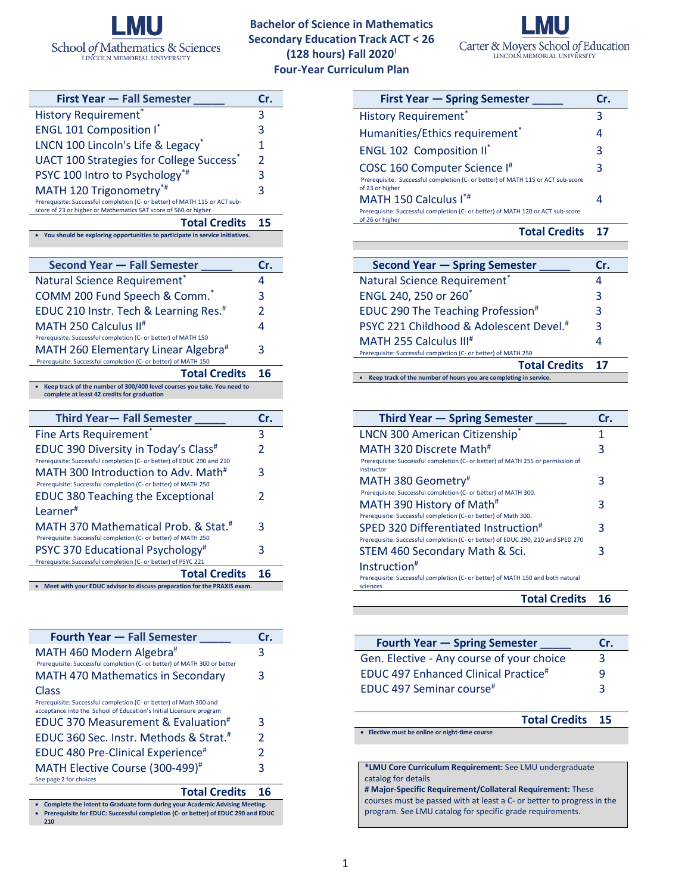LMU School of Mathematics & Sciences
LINCOLN MEMORIAL UNIVERSITY

# Bachelor of Science in Mathematics Secondary Education Track ACT < 26 (128 hours) Fall 2020[i] Four-Year Curriculum Plan

LMU Carter & Moyers School of Education
LINCOLN MEMORIAL UNIVERSITY

| First Year — Fall Semester _____ | Cr. |
|---|---|
| History Requirement* | 3 |
| ENGL 101 Composition I* | 3 |
| LNCN 100 Lincoln's Life & Legacy* | 1 |
| UACT 100 Strategies for College Success* | 2 |
| PSYC 100 Intro to Psychology*# | 3 |
| MATH 120 Trigonometry*# <br> Prerequisite: Successful completion (C- or better) of MATH 115 or ACT sub-score of 23 or higher or Mathematics SAT score of 560 or higher. | 3 |
| **Total Credits** | **15** |

- You should be exploring opportunities to participate in service initiatives.

| First Year — Spring Semester _____ | Cr. |
|---|---|
| History Requirement* | 3 |
| Humanities/Ethics requirement* | 4 |
| ENGL 102 Composition II* | 3 |
| COSC 160 Computer Science I# <br> Prerequisite: Successful completion (C- or better) of MATH 115 or ACT sub-score of 23 or higher | 3 |
| MATH 150 Calculus I*# <br> Prerequisite: Successful completion (C- or better) of MATH 120 or ACT sub-score of 26 or higher | 4 |
| **Total Credits** | **17** |

| Second Year — Fall Semester _____ | Cr. |
|---|---|
| Natural Science Requirement* | 4 |
| COMM 200 Fund Speech & Comm.* | 3 |
| EDUC 210 Instr. Tech & Learning Res.# | 2 |
| MATH 250 Calculus II# <br> Prerequisite: Successful completion (C- or better) of MATH 150 | 4 |
| MATH 260 Elementary Linear Algebra# <br> Prerequisite: Successful completion (C- or better) of MATH 150 | 3 |
| **Total Credits** | **16** |

- Keep track of the number of 300/400 level courses you take. You need to complete at least 42 credits for graduation

| Second Year — Spring Semester _____ | Cr. |
|---|---|
| Natural Science Requirement* | 4 |
| ENGL 240, 250 or 260* | 3 |
| EDUC 290 The Teaching Profession# | 3 |
| PSYC 221 Childhood & Adolescent Devel.# | 3 |
| MATH 255 Calculus III# <br> Prerequisite: Successful completion (C- or better) of MATH 250 | 4 |
| **Total Credits** | **17** |

- Keep track of the number of hours you are completing in service.

| Third Year— Fall Semester _____ | Cr. |
|---|---|
| Fine Arts Requirement* | 3 |
| EDUC 390 Diversity in Today's Class# <br> Prerequisite: Successful completion (C- or better) of EDUC 290 and 210 | 2 |
| MATH 300 Introduction to Adv. Math# <br> Prerequisite: Successful completion (C- or better) of MATH 250 | 3 |
| EDUC 380 Teaching the Exceptional Learner# | 2 |
| MATH 370 Mathematical Prob. & Stat.# <br> Prerequisite: Successful completion (C- or better) of MATH 250 | 3 |
| PSYC 370 Educational Psychology# <br> Prerequisite: Successful completion (C- or better) of PSYC 221 | 3 |
| **Total Credits** | **16** |

- Meet with your EDUC advisor to discuss preparation for the PRAXIS exam.

| Third Year — Spring Semester _____ | Cr. |
|---|---|
| LNCN 300 American Citizenship* | 1 |
| MATH 320 Discrete Math# <br> Prerequisite: Successful completion (C- or better) of MATH 255 or permission of instructor | 3 |
| MATH 380 Geometry# <br> Prerequisite: Successful completion (C- or better) of MATH 300. | 3 |
| MATH 390 History of Math# <br> Prerequisite: Successful completion (C- or better) of Math 300. | 3 |
| SPED 320 Differentiated Instruction# <br> Prerequisite: Successful completion (C- or better) of EDUC 290, 210 and SPED 270 | 3 |
| STEM 460 Secondary Math & Sci. Instruction# <br> Prerequisite: Successful completion (C- or better) of MATH 150 and both natural sciences | 3 |
| **Total Credits** | **16** |

| Fourth Year — Fall Semester _____ | Cr. |
|---|---|
| MATH 460 Modern Algebra# <br> Prerequisite: Successful completion (C- or better) of MATH 300 or better | 3 |
| MATH 470 Mathematics in Secondary Class <br> Prerequisite: Successful completion (C- or better) of Math 300 and acceptance into the School of Education's Initial Licensure program | 3 |
| EDUC 370 Measurement & Evaluation# | 3 |
| EDUC 360 Sec. Instr. Methods & Strat.# | 2 |
| EDUC 480 Pre-Clinical Experience# | 2 |
| MATH Elective Course (300-499)# <br> See page 2 for choices | 3 |
| **Total Credits** | **16** |

- Complete the Intent to Graduate form during your Academic Advising Meeting.
- Prerequisite for EDUC: Successful completion (C- or better) of EDUC 290 and EDUC 210

| Fourth Year — Spring Semester _____ | Cr. |
|---|---|
| Gen. Elective - Any course of your choice | 3 |
| EDUC 497 Enhanced Clinical Practice# | 9 |
| EDUC 497 Seminar course# | 3 |
| **Total Credits** | **15** |

- Elective must be online or night-time course

**\*LMU Core Curriculum Requirement:** See LMU undergraduate catalog for details
**# Major-Specific Requirement/Collateral Requirement:** These courses must be passed with at least a C- or better to progress in the program. See LMU catalog for specific grade requirements.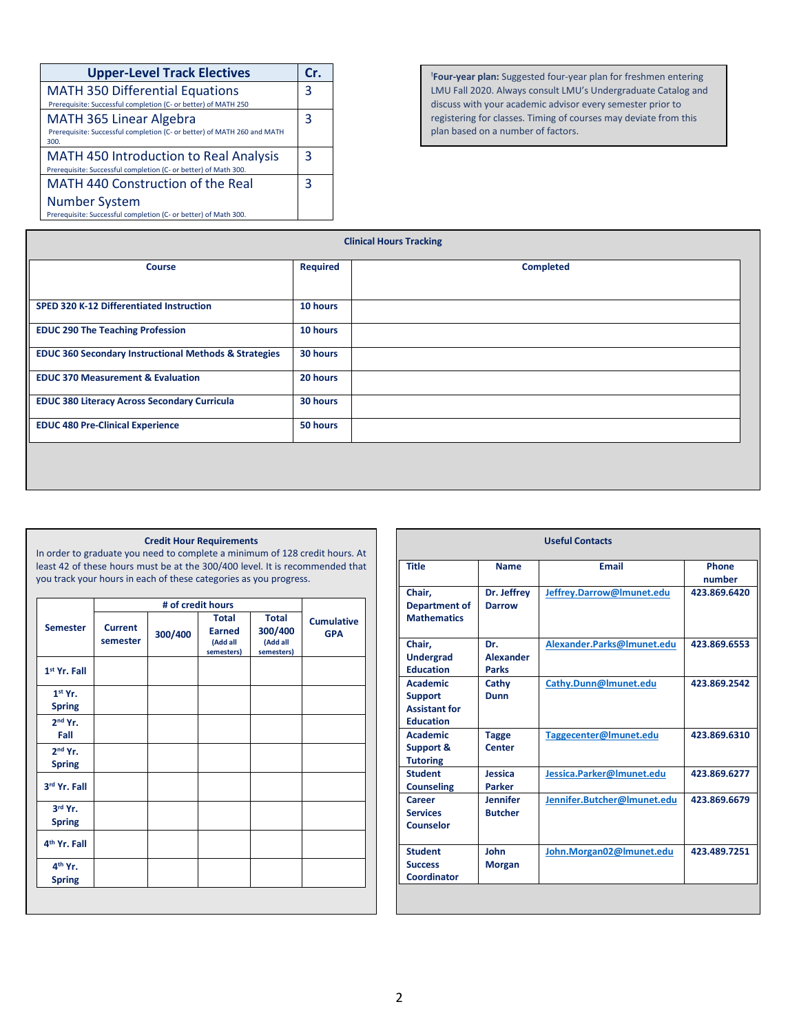| Upper-Level Track Electives | Cr. |
|---|---|
| MATH 350 Differential Equations<br>Prerequisite: Successful completion (C- or better) of MATH 250 | 3 |
| MATH 365 Linear Algebra<br>Prerequisite: Successful completion (C- or better) of MATH 260 and MATH 300. | 3 |
| MATH 450 Introduction to Real Analysis<br>Prerequisite: Successful completion (C- or better) of Math 300. | 3 |
| MATH 440 Construction of the Real Number System<br>Prerequisite: Successful completion (C- or better) of Math 300. | 3 |

[1]**Four-year plan:** Suggested four-year plan for freshmen entering LMU Fall 2020. Always consult LMU's Undergraduate Catalog and discuss with your academic advisor every semester prior to registering for classes. Timing of courses may deviate from this plan based on a number of factors.

**Clinical Hours Tracking**

| Course | Required | Completed |
|---|---|---|
| SPED 320 K-12 Differentiated Instruction | 10 hours | |
| EDUC 290 The Teaching Profession | 10 hours | |
| EDUC 360 Secondary Instructional Methods & Strategies | 30 hours | |
| EDUC 370 Measurement & Evaluation | 20 hours | |
| EDUC 380 Literacy Across Secondary Curricula | 30 hours | |
| EDUC 480 Pre-Clinical Experience | 50 hours | |

**Credit Hour Requirements**

In order to graduate you need to complete a minimum of 128 credit hours. At least 42 of these hours must be at the 300/400 level. It is recommended that you track your hours in each of these categories as you progress.

| Semester | # of credit hours | | | | Cumulative GPA |
|---|---|---|---|---|---|
| | Current semester | 300/400 | Total Earned (Add all semesters) | Total 300/400 (Add all semesters) | |
| 1st Yr. Fall | | | | | |
| 1st Yr. Spring | | | | | |
| 2nd Yr. Fall | | | | | |
| 2nd Yr. Spring | | | | | |
| 3rd Yr. Fall | | | | | |
| 3rd Yr. Spring | | | | | |
| 4th Yr. Fall | | | | | |
| 4th Yr. Spring | | | | | |

**Useful Contacts**

| Title | Name | Email | Phone number |
|---|---|---|---|
| Chair, Department of Mathematics | Dr. Jeffrey Darrow | Jeffrey.Darrow@lmunet.edu | 423.869.6420 |
| Chair, Undergrad Education | Dr. Alexander Parks | Alexander.Parks@lmunet.edu | 423.869.6553 |
| Academic Support Assistant for Education | Cathy Dunn | Cathy.Dunn@lmunet.edu | 423.869.2542 |
| Academic Support & Tutoring | Tagge Center | Taggecenter@lmunet.edu | 423.869.6310 |
| Student Counseling | Jessica Parker | Jessica.Parker@lmunet.edu | 423.869.6277 |
| Career Services Counselor | Jennifer Butcher | Jennifer.Butcher@lmunet.edu | 423.869.6679 |
| Student Success Coordinator | John Morgan | John.Morgan02@lmunet.edu | 423.489.7251 |